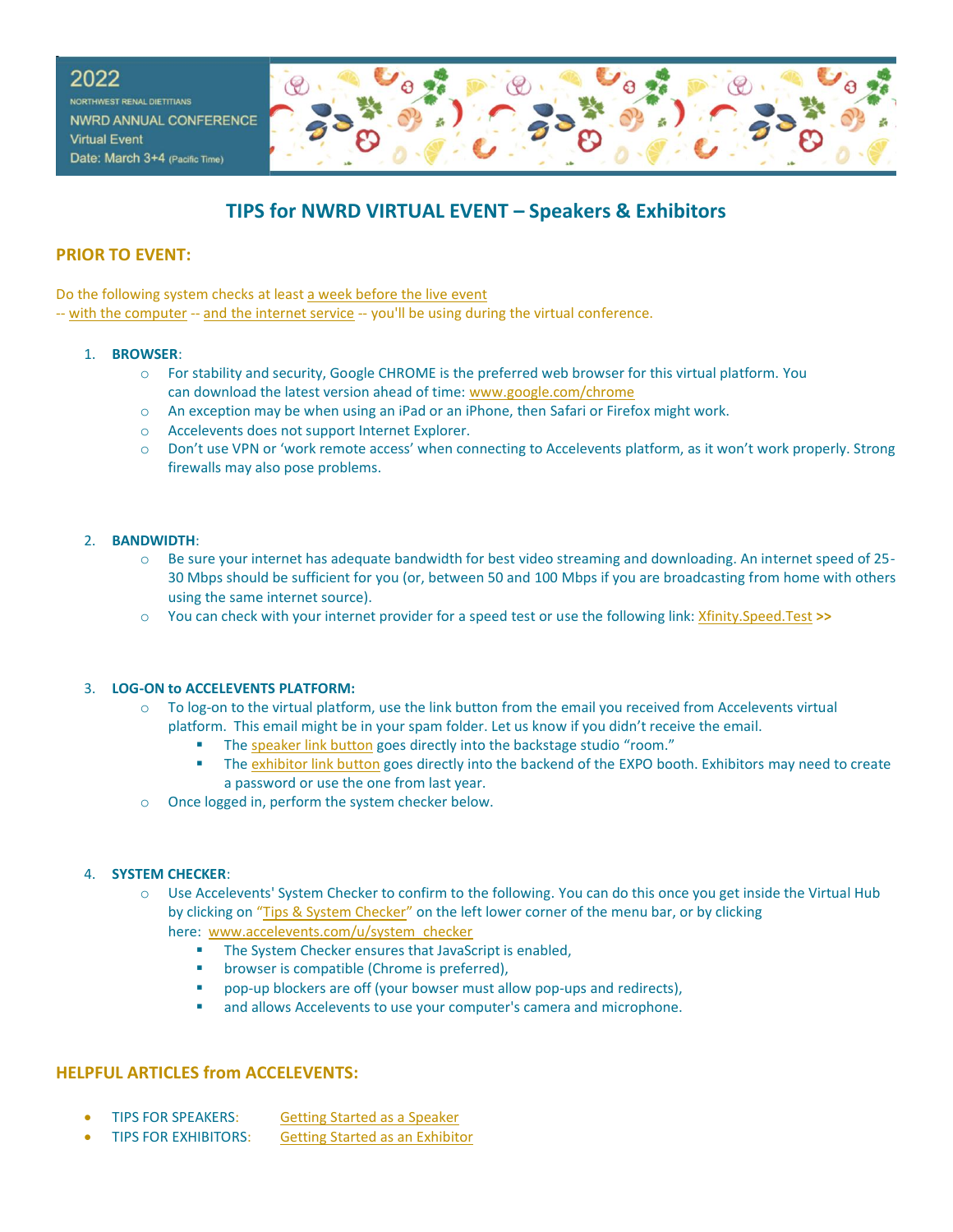2022

NORTHWEST RENAL DIETITIANS

NWRD ANNUAL CONFERENCE

Virtual Event

Date: March 3+4 (Pacific Time)

# TIPS for NWRD VIRTUAL EVENT – Speakers & Exhibitors

## PRIOR TO EVENT:

Do the following system checks at least a week before the live event
-- with the computer -- and the internet service -- you'll be using during the virtual conference.

1. **BROWSER**:
   - For stability and security, Google CHROME is the preferred web browser for this virtual platform. You can download the latest version ahead of time: www.google.com/chrome
   - An exception may be when using an iPad or an iPhone, then Safari or Firefox might work.
   - Accelevents does not support Internet Explorer.
   - Don't use VPN or 'work remote access' when connecting to Accelevents platform, as it won't work properly. Strong firewalls may also pose problems.

2. **BANDWIDTH**:
   - Be sure your internet has adequate bandwidth for best video streaming and downloading. An internet speed of 25-30 Mbps should be sufficient for you (or, between 50 and 100 Mbps if you are broadcasting from home with others using the same internet source).
   - You can check with your internet provider for a speed test or use the following link: Xfinity.Speed.Test **>>**

3. **LOG-ON to ACCELEVENTS PLATFORM:**
   - To log-on to the virtual platform, use the link button from the email you received from Accelevents virtual platform. This email might be in your spam folder. Let us know if you didn't receive the email.
     - The speaker link button goes directly into the backstage studio "room."
     - The exhibitor link button goes directly into the backend of the EXPO booth. Exhibitors may need to create a password or use the one from last year.
   - Once logged in, perform the system checker below.

4. **SYSTEM CHECKER**:
   - Use Accelevents' System Checker to confirm to the following. You can do this once you get inside the Virtual Hub by clicking on "Tips & System Checker" on the left lower corner of the menu bar, or by clicking here: www.accelevents.com/u/system_checker
     - The System Checker ensures that JavaScript is enabled,
     - browser is compatible (Chrome is preferred),
     - pop-up blockers are off (your bowser must allow pop-ups and redirects),
     - and allows Accelevents to use your computer's camera and microphone.

## HELPFUL ARTICLES from ACCELEVENTS:

- TIPS FOR SPEAKERS: Getting Started as a Speaker
- TIPS FOR EXHIBITORS: Getting Started as an Exhibitor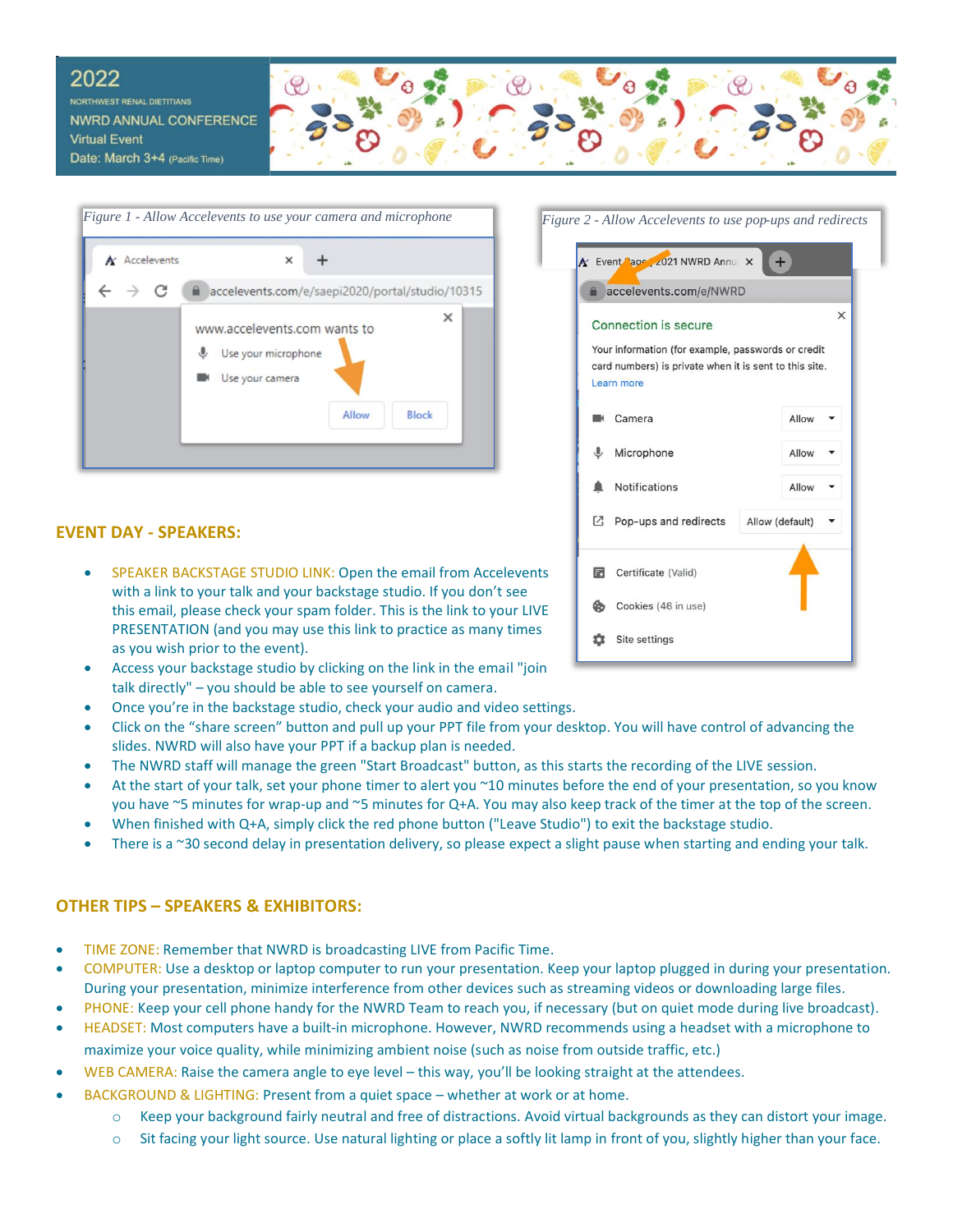2022
NORTHWEST RENAL DIETITIANS
NWRD ANNUAL CONFERENCE
Virtual Event
Date: March 3+4 (Pacific Time)

*Figure 1 - Allow Accelevents to use your camera and microphone*

*Figure 2 - Allow Accelevents to use pop-ups and redirects*

## EVENT DAY - SPEAKERS:

- SPEAKER BACKSTAGE STUDIO LINK: Open the email from Accelevents with a link to your talk and your backstage studio. If you don't see this email, please check your spam folder. This is the link to your LIVE PRESENTATION (and you may use this link to practice as many times as you wish prior to the event).
- Access your backstage studio by clicking on the link in the email "join talk directly" – you should be able to see yourself on camera.
- Once you're in the backstage studio, check your audio and video settings.
- Click on the "share screen" button and pull up your PPT file from your desktop. You will have control of advancing the slides. NWRD will also have your PPT if a backup plan is needed.
- The NWRD staff will manage the green "Start Broadcast" button, as this starts the recording of the LIVE session.
- At the start of your talk, set your phone timer to alert you ~10 minutes before the end of your presentation, so you know you have ~5 minutes for wrap-up and ~5 minutes for Q+A. You may also keep track of the timer at the top of the screen.
- When finished with Q+A, simply click the red phone button ("Leave Studio") to exit the backstage studio.
- There is a ~30 second delay in presentation delivery, so please expect a slight pause when starting and ending your talk.

## OTHER TIPS – SPEAKERS & EXHIBITORS:

- TIME ZONE: Remember that NWRD is broadcasting LIVE from Pacific Time.
- COMPUTER: Use a desktop or laptop computer to run your presentation. Keep your laptop plugged in during your presentation. During your presentation, minimize interference from other devices such as streaming videos or downloading large files.
- PHONE: Keep your cell phone handy for the NWRD Team to reach you, if necessary (but on quiet mode during live broadcast).
- HEADSET: Most computers have a built-in microphone. However, NWRD recommends using a headset with a microphone to maximize your voice quality, while minimizing ambient noise (such as noise from outside traffic, etc.)
- WEB CAMERA: Raise the camera angle to eye level – this way, you'll be looking straight at the attendees.
- BACKGROUND & LIGHTING: Present from a quiet space – whether at work or at home.
  - Keep your background fairly neutral and free of distractions. Avoid virtual backgrounds as they can distort your image.
  - Sit facing your light source. Use natural lighting or place a softly lit lamp in front of you, slightly higher than your face.